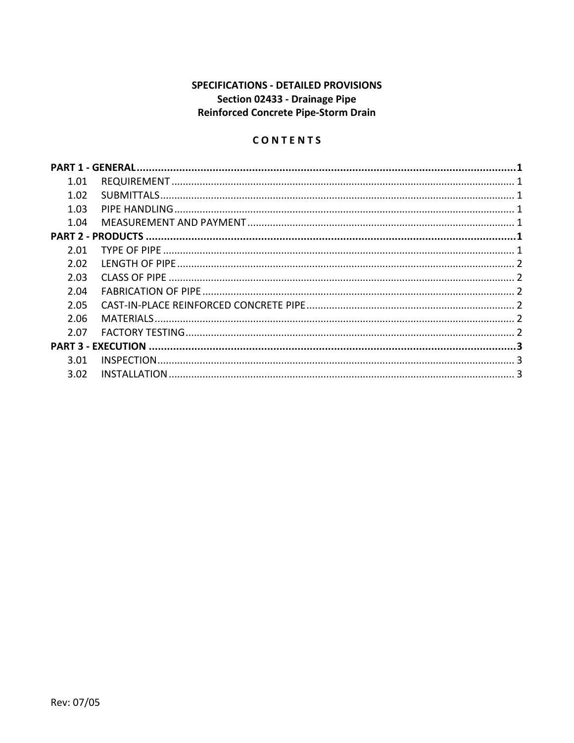**SPECIFICATIONS - DETAILED PROVISIONS**
**Section 02433 - Drainage Pipe**
**Reinforced Concrete Pipe-Storm Drain**

**C O N T E N T S**

**PART 1 - GENERAL .......... 1**

1.01 REQUIREMENT .......... 1
1.02 SUBMITTALS .......... 1
1.03 PIPE HANDLING .......... 1
1.04 MEASUREMENT AND PAYMENT .......... 1

**PART 2 - PRODUCTS .......... 1**

2.01 TYPE OF PIPE .......... 1
2.02 LENGTH OF PIPE .......... 2
2.03 CLASS OF PIPE .......... 2
2.04 FABRICATION OF PIPE .......... 2
2.05 CAST-IN-PLACE REINFORCED CONCRETE PIPE .......... 2
2.06 MATERIALS .......... 2
2.07 FACTORY TESTING .......... 2

**PART 3 - EXECUTION .......... 3**

3.01 INSPECTION .......... 3
3.02 INSTALLATION .......... 3

Rev: 07/05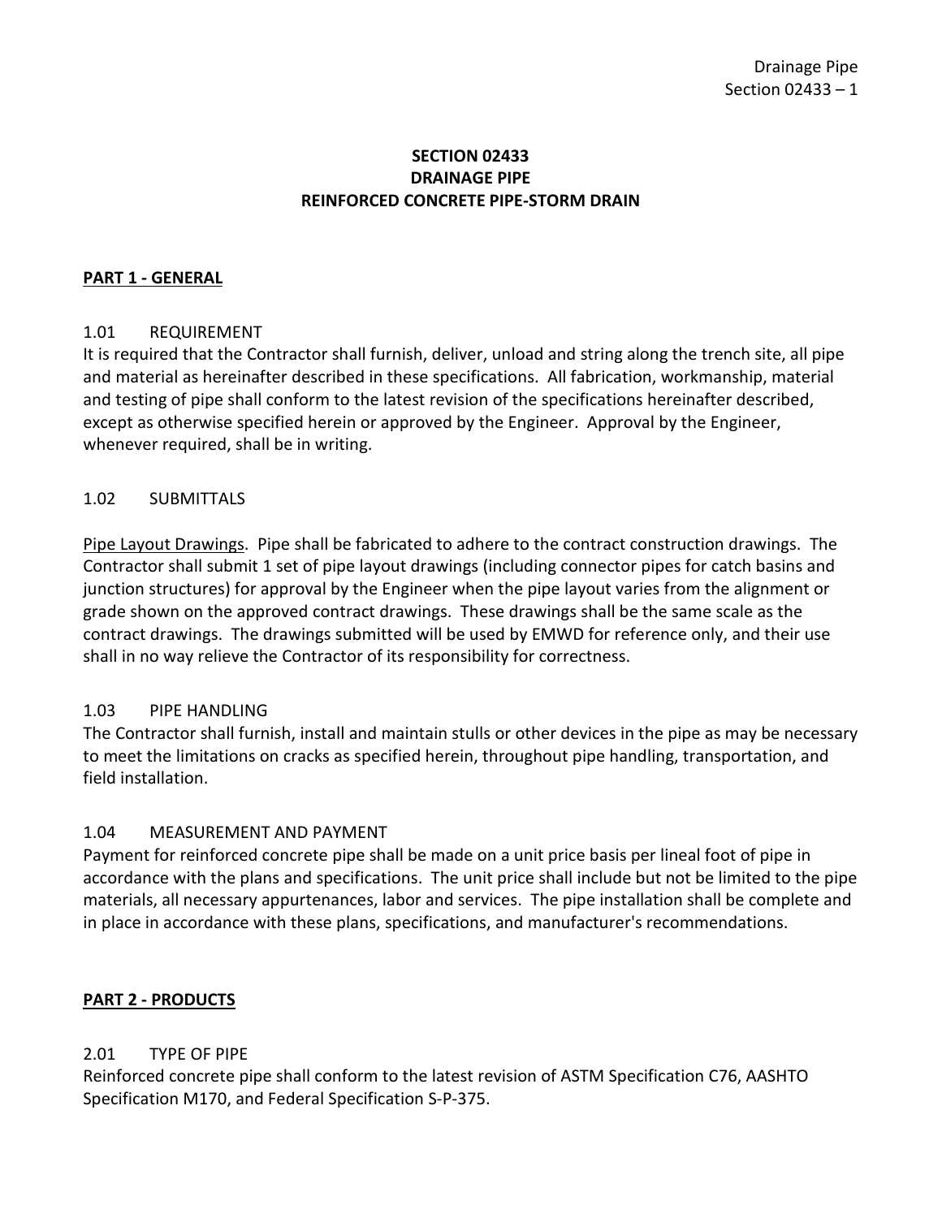# SECTION 02433
# DRAINAGE PIPE
# REINFORCED CONCRETE PIPE-STORM DRAIN

## PART 1 - GENERAL

### 1.01 REQUIREMENT

It is required that the Contractor shall furnish, deliver, unload and string along the trench site, all pipe and material as hereinafter described in these specifications. All fabrication, workmanship, material and testing of pipe shall conform to the latest revision of the specifications hereinafter described, except as otherwise specified herein or approved by the Engineer. Approval by the Engineer, whenever required, shall be in writing.

### 1.02 SUBMITTALS

Pipe Layout Drawings. Pipe shall be fabricated to adhere to the contract construction drawings. The Contractor shall submit 1 set of pipe layout drawings (including connector pipes for catch basins and junction structures) for approval by the Engineer when the pipe layout varies from the alignment or grade shown on the approved contract drawings. These drawings shall be the same scale as the contract drawings. The drawings submitted will be used by EMWD for reference only, and their use shall in no way relieve the Contractor of its responsibility for correctness.

### 1.03 PIPE HANDLING

The Contractor shall furnish, install and maintain stulls or other devices in the pipe as may be necessary to meet the limitations on cracks as specified herein, throughout pipe handling, transportation, and field installation.

### 1.04 MEASUREMENT AND PAYMENT

Payment for reinforced concrete pipe shall be made on a unit price basis per lineal foot of pipe in accordance with the plans and specifications. The unit price shall include but not be limited to the pipe materials, all necessary appurtenances, labor and services. The pipe installation shall be complete and in place in accordance with these plans, specifications, and manufacturer's recommendations.

## PART 2 - PRODUCTS

### 2.01 TYPE OF PIPE

Reinforced concrete pipe shall conform to the latest revision of ASTM Specification C76, AASHTO Specification M170, and Federal Specification S-P-375.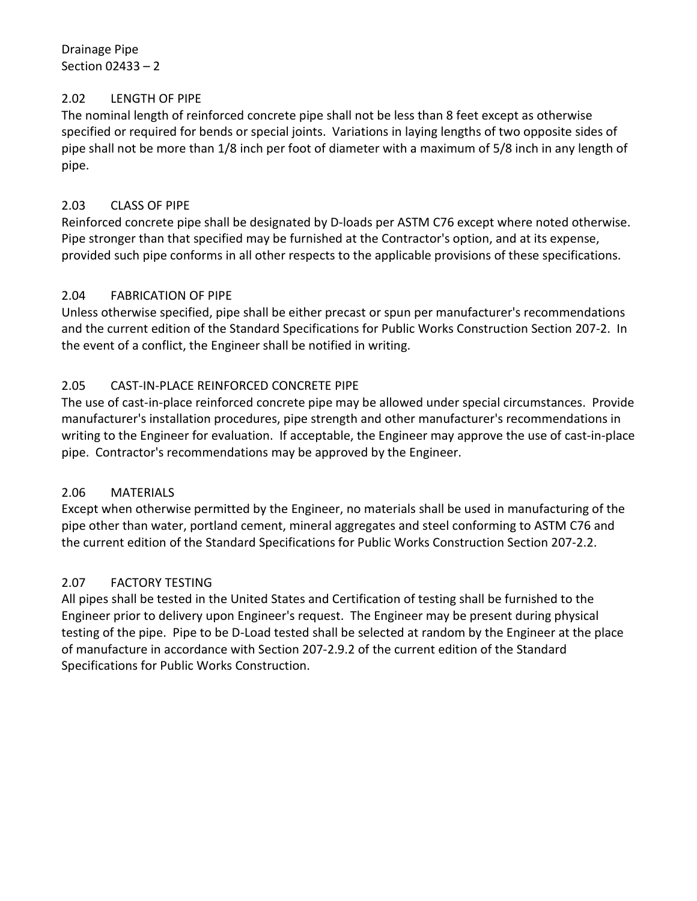## 2.02 LENGTH OF PIPE

The nominal length of reinforced concrete pipe shall not be less than 8 feet except as otherwise specified or required for bends or special joints. Variations in laying lengths of two opposite sides of pipe shall not be more than 1/8 inch per foot of diameter with a maximum of 5/8 inch in any length of pipe.

## 2.03 CLASS OF PIPE

Reinforced concrete pipe shall be designated by D-loads per ASTM C76 except where noted otherwise. Pipe stronger than that specified may be furnished at the Contractor's option, and at its expense, provided such pipe conforms in all other respects to the applicable provisions of these specifications.

## 2.04 FABRICATION OF PIPE

Unless otherwise specified, pipe shall be either precast or spun per manufacturer's recommendations and the current edition of the Standard Specifications for Public Works Construction Section 207-2. In the event of a conflict, the Engineer shall be notified in writing.

## 2.05 CAST-IN-PLACE REINFORCED CONCRETE PIPE

The use of cast-in-place reinforced concrete pipe may be allowed under special circumstances. Provide manufacturer's installation procedures, pipe strength and other manufacturer's recommendations in writing to the Engineer for evaluation. If acceptable, the Engineer may approve the use of cast-in-place pipe. Contractor's recommendations may be approved by the Engineer.

## 2.06 MATERIALS

Except when otherwise permitted by the Engineer, no materials shall be used in manufacturing of the pipe other than water, portland cement, mineral aggregates and steel conforming to ASTM C76 and the current edition of the Standard Specifications for Public Works Construction Section 207-2.2.

## 2.07 FACTORY TESTING

All pipes shall be tested in the United States and Certification of testing shall be furnished to the Engineer prior to delivery upon Engineer's request. The Engineer may be present during physical testing of the pipe. Pipe to be D-Load tested shall be selected at random by the Engineer at the place of manufacture in accordance with Section 207-2.9.2 of the current edition of the Standard Specifications for Public Works Construction.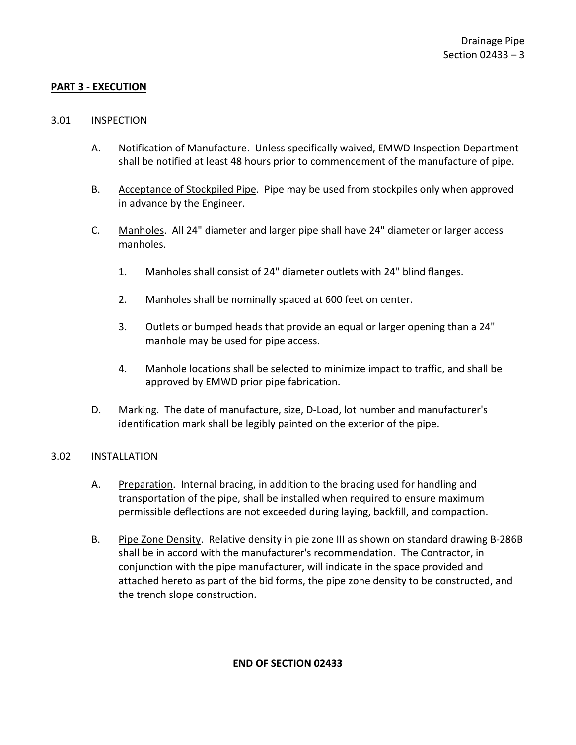## PART 3 - EXECUTION

### 3.01 INSPECTION

A. Notification of Manufacture. Unless specifically waived, EMWD Inspection Department shall be notified at least 48 hours prior to commencement of the manufacture of pipe.

B. Acceptance of Stockpiled Pipe. Pipe may be used from stockpiles only when approved in advance by the Engineer.

C. Manholes. All 24" diameter and larger pipe shall have 24" diameter or larger access manholes.

1. Manholes shall consist of 24" diameter outlets with 24" blind flanges.
2. Manholes shall be nominally spaced at 600 feet on center.
3. Outlets or bumped heads that provide an equal or larger opening than a 24" manhole may be used for pipe access.
4. Manhole locations shall be selected to minimize impact to traffic, and shall be approved by EMWD prior pipe fabrication.

D. Marking. The date of manufacture, size, D-Load, lot number and manufacturer's identification mark shall be legibly painted on the exterior of the pipe.

### 3.02 INSTALLATION

A. Preparation. Internal bracing, in addition to the bracing used for handling and transportation of the pipe, shall be installed when required to ensure maximum permissible deflections are not exceeded during laying, backfill, and compaction.

B. Pipe Zone Density. Relative density in pie zone III as shown on standard drawing B-286B shall be in accord with the manufacturer's recommendation. The Contractor, in conjunction with the pipe manufacturer, will indicate in the space provided and attached hereto as part of the bid forms, the pipe zone density to be constructed, and the trench slope construction.

**END OF SECTION 02433**